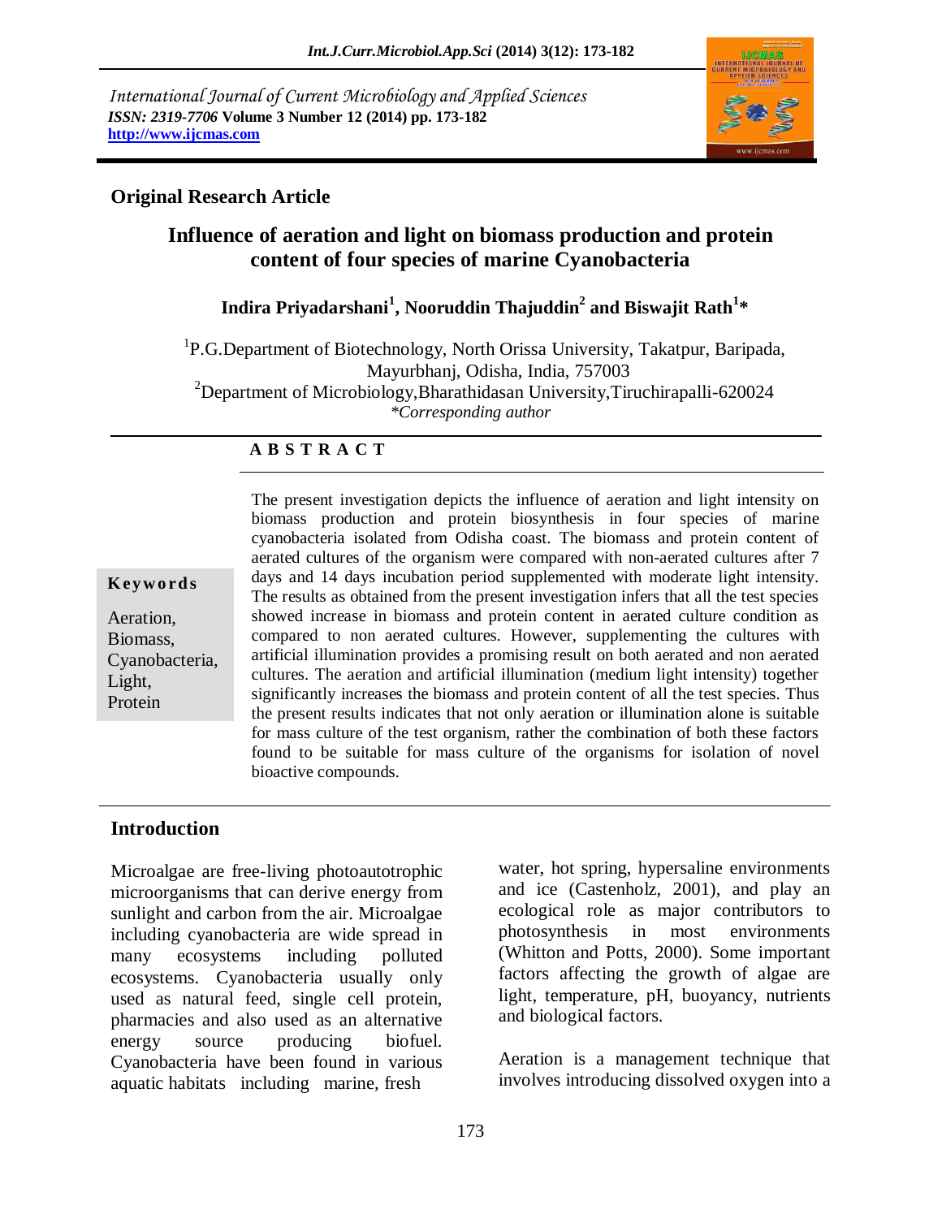International Journal of Current Microbiology and Applied Sciences
*ISSN: 2319-7706* **Volume 3 Number 12 (2014) pp. 173-182**
**http://www.ijcmas.com**

## Original Research Article

# Influence of aeration and light on biomass production and protein content of four species of marine Cyanobacteria

**Indira Priyadarshani[1], Nooruddin Thajuddin[2] and Biswajit Rath[1]***

[1]P.G.Department of Biotechnology, North Orissa University, Takatpur, Baripada, Mayurbhanj, Odisha, India, 757003
[2]Department of Microbiology,Bharathidasan University,Tiruchirapalli-620024
*\*Corresponding author*

## A B S T R A C T

**Keywords**

Aeration, Biomass, Cyanobacteria, Light, Protein

The present investigation depicts the influence of aeration and light intensity on biomass production and protein biosynthesis in four species of marine cyanobacteria isolated from Odisha coast. The biomass and protein content of aerated cultures of the organism were compared with non-aerated cultures after 7 days and 14 days incubation period supplemented with moderate light intensity. The results as obtained from the present investigation infers that all the test species showed increase in biomass and protein content in aerated culture condition as compared to non aerated cultures. However, supplementing the cultures with artificial illumination provides a promising result on both aerated and non aerated cultures. The aeration and artificial illumination (medium light intensity) together significantly increases the biomass and protein content of all the test species. Thus the present results indicates that not only aeration or illumination alone is suitable for mass culture of the test organism, rather the combination of both these factors found to be suitable for mass culture of the organisms for isolation of novel bioactive compounds.

## Introduction

Microalgae are free-living photoautotrophic microorganisms that can derive energy from sunlight and carbon from the air. Microalgae including cyanobacteria are wide spread in many ecosystems including polluted ecosystems. Cyanobacteria usually only used as natural feed, single cell protein, pharmacies and also used as an alternative energy source producing biofuel. Cyanobacteria have been found in various aquatic habitats including marine, fresh water, hot spring, hypersaline environments and ice (Castenholz, 2001), and play an ecological role as major contributors to photosynthesis in most environments (Whitton and Potts, 2000). Some important factors affecting the growth of algae are light, temperature, pH, buoyancy, nutrients and biological factors.

Aeration is a management technique that involves introducing dissolved oxygen into a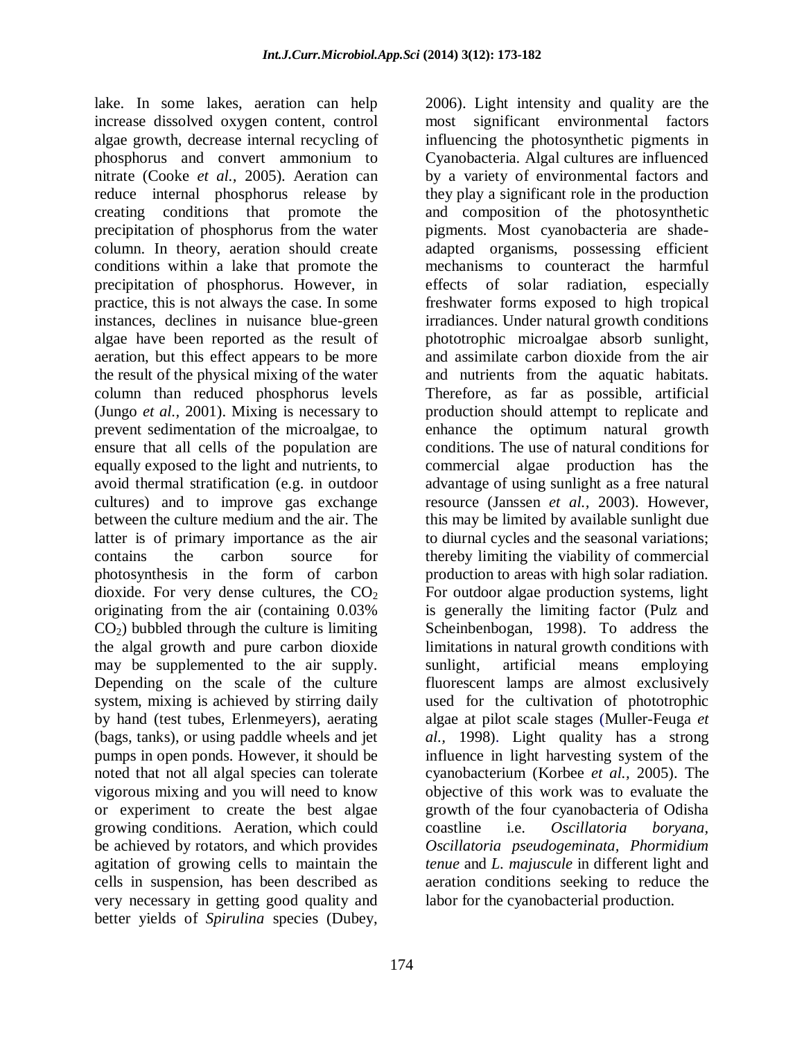lake. In some lakes, aeration can help increase dissolved oxygen content, control algae growth, decrease internal recycling of phosphorus and convert ammonium to nitrate (Cooke *et al.,* 2005). Aeration can reduce internal phosphorus release by creating conditions that promote the precipitation of phosphorus from the water column. In theory, aeration should create conditions within a lake that promote the precipitation of phosphorus. However, in practice, this is not always the case. In some instances, declines in nuisance blue-green algae have been reported as the result of aeration, but this effect appears to be more the result of the physical mixing of the water column than reduced phosphorus levels (Jungo *et al.,* 2001). Mixing is necessary to prevent sedimentation of the microalgae, to ensure that all cells of the population are equally exposed to the light and nutrients, to avoid thermal stratification (e.g. in outdoor cultures) and to improve gas exchange between the culture medium and the air. The latter is of primary importance as the air contains the carbon source for photosynthesis in the form of carbon dioxide. For very dense cultures, the $CO_2$ originating from the air (containing 0.03% $CO_2$) bubbled through the culture is limiting the algal growth and pure carbon dioxide may be supplemented to the air supply. Depending on the scale of the culture system, mixing is achieved by stirring daily by hand (test tubes, Erlenmeyers), aerating (bags, tanks), or using paddle wheels and jet pumps in open ponds. However, it should be noted that not all algal species can tolerate vigorous mixing and you will need to know or experiment to create the best algae growing conditions. Aeration, which could be achieved by rotators, and which provides agitation of growing cells to maintain the cells in suspension, has been described as very necessary in getting good quality and better yields of *Spirulina* species (Dubey, 2006). Light intensity and quality are the most significant environmental factors influencing the photosynthetic pigments in Cyanobacteria. Algal cultures are influenced by a variety of environmental factors and they play a significant role in the production and composition of the photosynthetic pigments. Most cyanobacteria are shade-adapted organisms, possessing efficient mechanisms to counteract the harmful effects of solar radiation, especially freshwater forms exposed to high tropical irradiances. Under natural growth conditions phototrophic microalgae absorb sunlight, and assimilate carbon dioxide from the air and nutrients from the aquatic habitats. Therefore, as far as possible, artificial production should attempt to replicate and enhance the optimum natural growth conditions. The use of natural conditions for commercial algae production has the advantage of using sunlight as a free natural resource (Janssen *et al.,* 2003). However, this may be limited by available sunlight due to diurnal cycles and the seasonal variations; thereby limiting the viability of commercial production to areas with high solar radiation. For outdoor algae production systems, light is generally the limiting factor (Pulz and Scheinbenbogan, 1998). To address the limitations in natural growth conditions with sunlight, artificial means employing fluorescent lamps are almost exclusively used for the cultivation of phototrophic algae at pilot scale stages (Muller-Feuga *et al.,* 1998). Light quality has a strong influence in light harvesting system of the cyanobacterium (Korbee *et al.,* 2005). The objective of this work was to evaluate the growth of the four cyanobacteria of Odisha coastline i.e. *Oscillatoria boryana, Oscillatoria pseudogeminata, Phormidium tenue* and *L. majuscule* in different light and aeration conditions seeking to reduce the labor for the cyanobacterial production.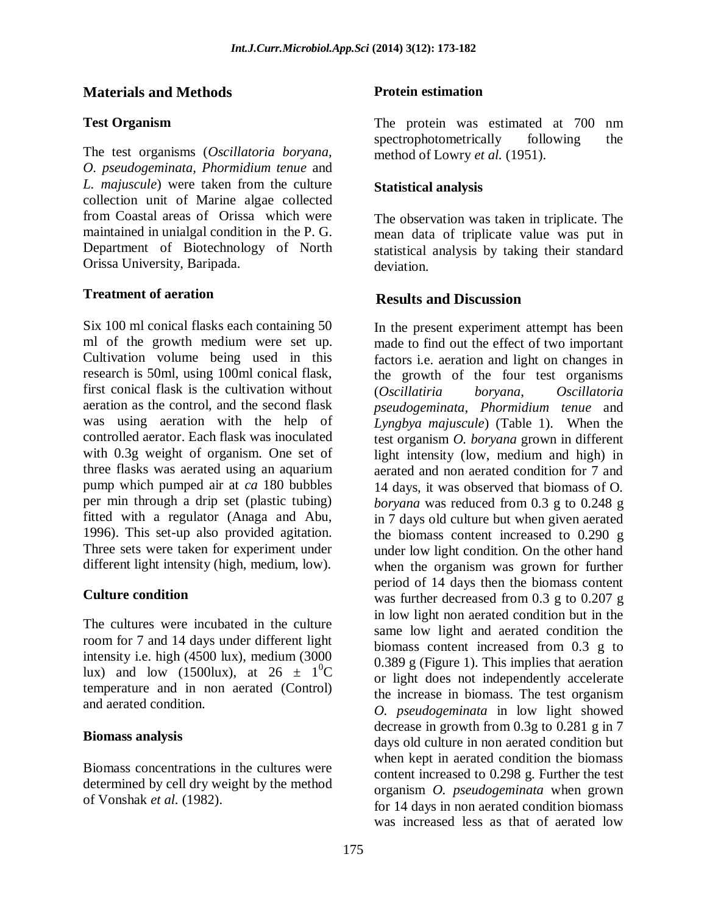## Materials and Methods

### Test Organism

The test organisms (*Oscillatoria boryana, O. pseudogeminata*, *Phormidium tenue* and *L. majuscule*) were taken from the culture collection unit of Marine algae collected from Coastal areas of Orissa which were maintained in unialgal condition in the P. G. Department of Biotechnology of North Orissa University, Baripada.

### Treatment of aeration

Six 100 ml conical flasks each containing 50 ml of the growth medium were set up. Cultivation volume being used in this research is 50ml, using 100ml conical flask, first conical flask is the cultivation without aeration as the control, and the second flask was using aeration with the help of controlled aerator. Each flask was inoculated with 0.3g weight of organism. One set of three flasks was aerated using an aquarium pump which pumped air at *ca* 180 bubbles per min through a drip set (plastic tubing) fitted with a regulator (Anaga and Abu, 1996). This set-up also provided agitation. Three sets were taken for experiment under different light intensity (high, medium, low).

### Culture condition

The cultures were incubated in the culture room for 7 and 14 days under different light intensity i.e. high (4500 lux), medium (3000 lux) and low (1500lux), at 26 ± $1^0$C temperature and in non aerated (Control) and aerated condition.

### Biomass analysis

Biomass concentrations in the cultures were determined by cell dry weight by the method of Vonshak *et al.* (1982).

### Protein estimation

The protein was estimated at 700 nm spectrophotometrically following the method of Lowry *et al.* (1951).

### Statistical analysis

The observation was taken in triplicate. The mean data of triplicate value was put in statistical analysis by taking their standard deviation.

## Results and Discussion

In the present experiment attempt has been made to find out the effect of two important factors i.e. aeration and light on changes in the growth of the four test organisms (*Oscillatiria boryana*, *Oscillatoria pseudogeminata*, *Phormidium tenue* and *Lyngbya majuscule*) (Table 1). When the test organism *O. boryana* grown in different light intensity (low, medium and high) in aerated and non aerated condition for 7 and 14 days, it was observed that biomass of O. *boryana* was reduced from 0.3 g to 0.248 g in 7 days old culture but when given aerated the biomass content increased to 0.290 g under low light condition. On the other hand when the organism was grown for further period of 14 days then the biomass content was further decreased from 0.3 g to 0.207 g in low light non aerated condition but in the same low light and aerated condition the biomass content increased from 0.3 g to 0.389 g (Figure 1). This implies that aeration or light does not independently accelerate the increase in biomass. The test organism *O. pseudogeminata* in low light showed decrease in growth from 0.3g to 0.281 g in 7 days old culture in non aerated condition but when kept in aerated condition the biomass content increased to 0.298 g. Further the test organism *O. pseudogeminata* when grown for 14 days in non aerated condition biomass was increased less as that of aerated low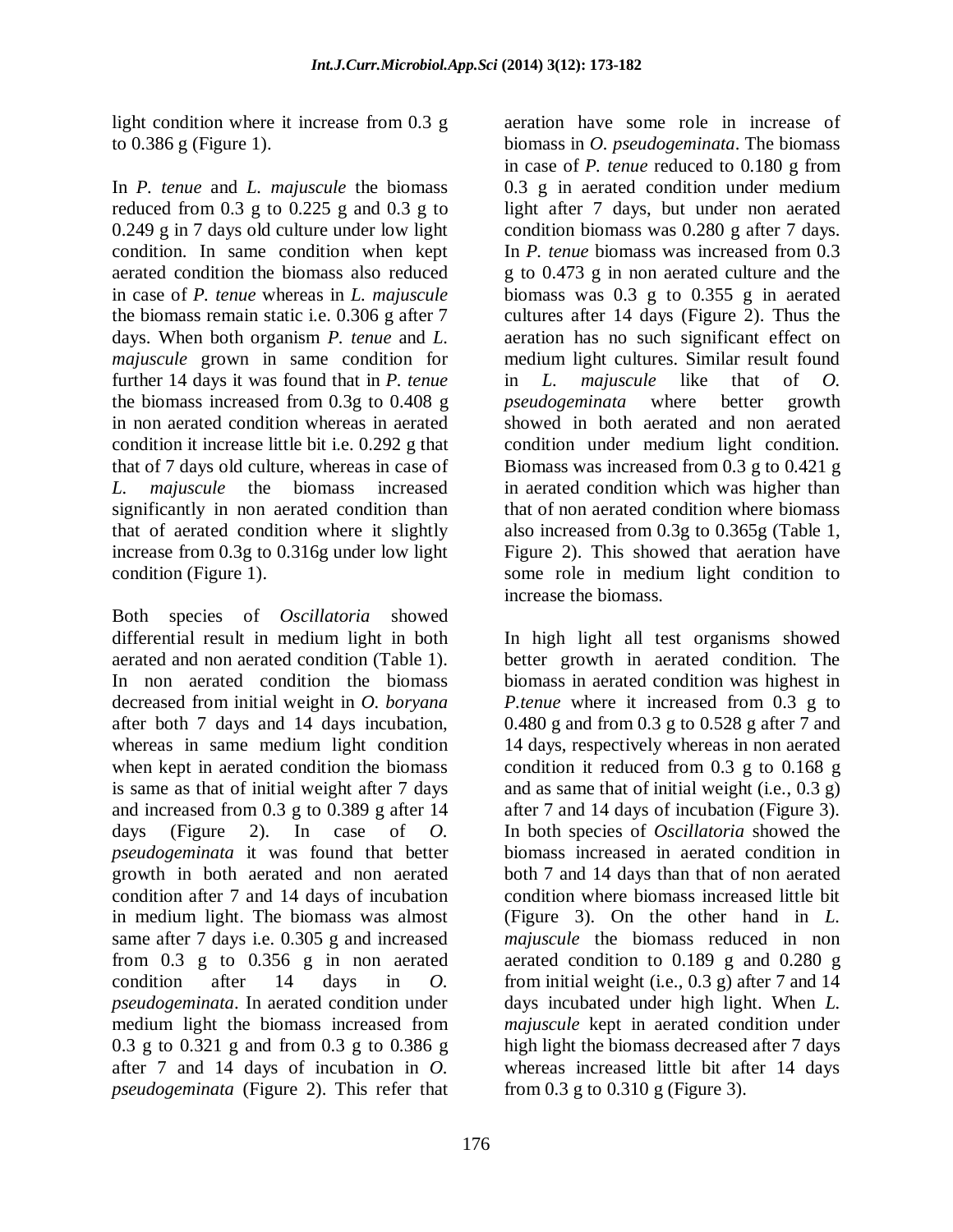light condition where it increase from 0.3 g to 0.386 g (Figure 1).

In *P. tenue* and *L. majuscule* the biomass reduced from 0.3 g to 0.225 g and 0.3 g to 0.249 g in 7 days old culture under low light condition. In same condition when kept aerated condition the biomass also reduced in case of *P. tenue* whereas in *L. majuscule* the biomass remain static i.e. 0.306 g after 7 days. When both organism *P. tenue* and *L. majuscule* grown in same condition for further 14 days it was found that in *P. tenue* the biomass increased from 0.3g to 0.408 g in non aerated condition whereas in aerated condition it increase little bit i.e. 0.292 g that that of 7 days old culture, whereas in case of *L. majuscule* the biomass increased significantly in non aerated condition than that of aerated condition where it slightly increase from 0.3g to 0.316g under low light condition (Figure 1).

Both species of *Oscillatoria* showed differential result in medium light in both aerated and non aerated condition (Table 1). In non aerated condition the biomass decreased from initial weight in *O. boryana* after both 7 days and 14 days incubation, whereas in same medium light condition when kept in aerated condition the biomass is same as that of initial weight after 7 days and increased from 0.3 g to 0.389 g after 14 days (Figure 2). In case of *O. pseudogeminata* it was found that better growth in both aerated and non aerated condition after 7 and 14 days of incubation in medium light. The biomass was almost same after 7 days i.e. 0.305 g and increased from 0.3 g to 0.356 g in non aerated condition after 14 days in *O. pseudogeminata*. In aerated condition under medium light the biomass increased from 0.3 g to 0.321 g and from 0.3 g to 0.386 g after 7 and 14 days of incubation in *O. pseudogeminata* (Figure 2). This refer that aeration have some role in increase of biomass in *O. pseudogeminata*. The biomass in case of *P. tenue* reduced to 0.180 g from 0.3 g in aerated condition under medium light after 7 days, but under non aerated condition biomass was 0.280 g after 7 days. In *P. tenue* biomass was increased from 0.3 g to 0.473 g in non aerated culture and the biomass was 0.3 g to 0.355 g in aerated cultures after 14 days (Figure 2). Thus the aeration has no such significant effect on medium light cultures. Similar result found in *L. majuscule* like that of *O. pseudogeminata* where better growth showed in both aerated and non aerated condition under medium light condition. Biomass was increased from 0.3 g to 0.421 g in aerated condition which was higher than that of non aerated condition where biomass also increased from 0.3g to 0.365g (Table 1, Figure 2). This showed that aeration have some role in medium light condition to increase the biomass.

In high light all test organisms showed better growth in aerated condition. The biomass in aerated condition was highest in *P.tenue* where it increased from 0.3 g to 0.480 g and from 0.3 g to 0.528 g after 7 and 14 days, respectively whereas in non aerated condition it reduced from 0.3 g to 0.168 g and as same that of initial weight (i.e., 0.3 g) after 7 and 14 days of incubation (Figure 3). In both species of *Oscillatoria* showed the biomass increased in aerated condition in both 7 and 14 days than that of non aerated condition where biomass increased little bit (Figure 3). On the other hand in *L. majuscule* the biomass reduced in non aerated condition to 0.189 g and 0.280 g from initial weight (i.e., 0.3 g) after 7 and 14 days incubated under high light. When *L. majuscule* kept in aerated condition under high light the biomass decreased after 7 days whereas increased little bit after 14 days from 0.3 g to 0.310 g (Figure 3).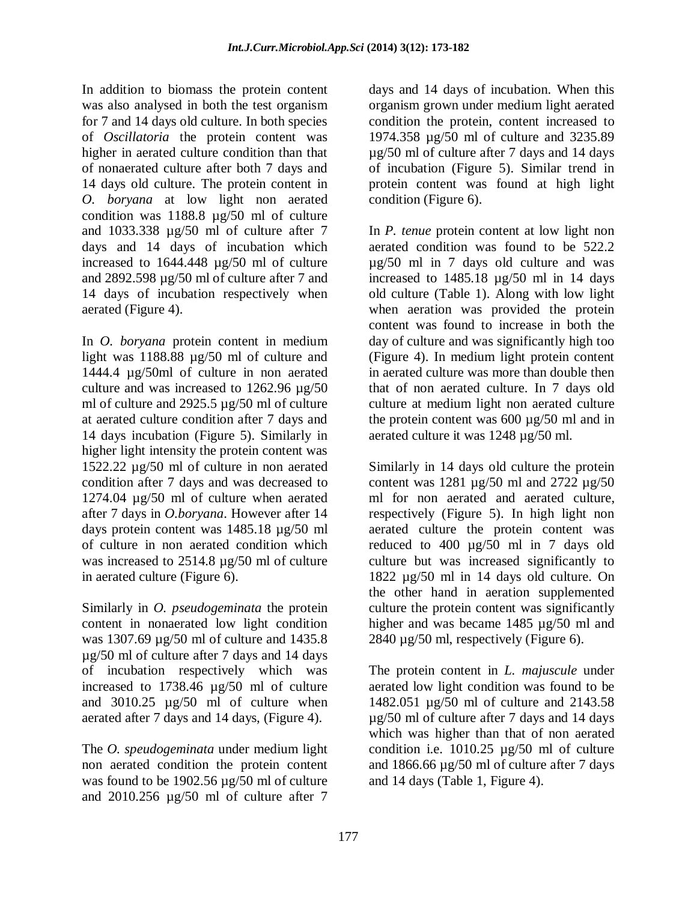In addition to biomass the protein content was also analysed in both the test organism for 7 and 14 days old culture. In both species of *Oscillatoria* the protein content was higher in aerated culture condition than that of nonaerated culture after both 7 days and 14 days old culture. The protein content in *O. boryana* at low light non aerated condition was 1188.8 µg/50 ml of culture and 1033.338 µg/50 ml of culture after 7 days and 14 days of incubation which increased to 1644.448 µg/50 ml of culture and 2892.598 µg/50 ml of culture after 7 and 14 days of incubation respectively when aerated (Figure 4).

In *O. boryana* protein content in medium light was 1188.88 µg/50 ml of culture and 1444.4 µg/50ml of culture in non aerated culture and was increased to 1262.96 µg/50 ml of culture and 2925.5 µg/50 ml of culture at aerated culture condition after 7 days and 14 days incubation (Figure 5). Similarly in higher light intensity the protein content was 1522.22 µg/50 ml of culture in non aerated condition after 7 days and was decreased to 1274.04 µg/50 ml of culture when aerated after 7 days in *O.boryana*. However after 14 days protein content was 1485.18 µg/50 ml of culture in non aerated condition which was increased to 2514.8 µg/50 ml of culture in aerated culture (Figure 6).

Similarly in *O. pseudogeminata* the protein content in nonaerated low light condition was 1307.69 µg/50 ml of culture and 1435.8 µg/50 ml of culture after 7 days and 14 days of incubation respectively which was increased to 1738.46 µg/50 ml of culture and 3010.25 µg/50 ml of culture when aerated after 7 days and 14 days, (Figure 4).

The *O. speudogeminata* under medium light non aerated condition the protein content was found to be 1902.56 µg/50 ml of culture and 2010.256 µg/50 ml of culture after 7 days and 14 days of incubation. When this organism grown under medium light aerated condition the protein, content increased to 1974.358 µg/50 ml of culture and 3235.89 µg/50 ml of culture after 7 days and 14 days of incubation (Figure 5). Similar trend in protein content was found at high light condition (Figure 6).

In *P. tenue* protein content at low light non aerated condition was found to be 522.2 µg/50 ml in 7 days old culture and was increased to 1485.18 µg/50 ml in 14 days old culture (Table 1). Along with low light when aeration was provided the protein content was found to increase in both the day of culture and was significantly high too (Figure 4). In medium light protein content in aerated culture was more than double then that of non aerated culture. In 7 days old culture at medium light non aerated culture the protein content was 600 µg/50 ml and in aerated culture it was 1248 µg/50 ml.

Similarly in 14 days old culture the protein content was 1281 µg/50 ml and 2722 µg/50 ml for non aerated and aerated culture, respectively (Figure 5). In high light non aerated culture the protein content was reduced to 400 µg/50 ml in 7 days old culture but was increased significantly to 1822 µg/50 ml in 14 days old culture. On the other hand in aeration supplemented culture the protein content was significantly higher and was became 1485 µg/50 ml and 2840 µg/50 ml, respectively (Figure 6).

The protein content in *L. majuscule* under aerated low light condition was found to be 1482.051 µg/50 ml of culture and 2143.58 µg/50 ml of culture after 7 days and 14 days which was higher than that of non aerated condition i.e. 1010.25 µg/50 ml of culture and 1866.66 µg/50 ml of culture after 7 days and 14 days (Table 1, Figure 4).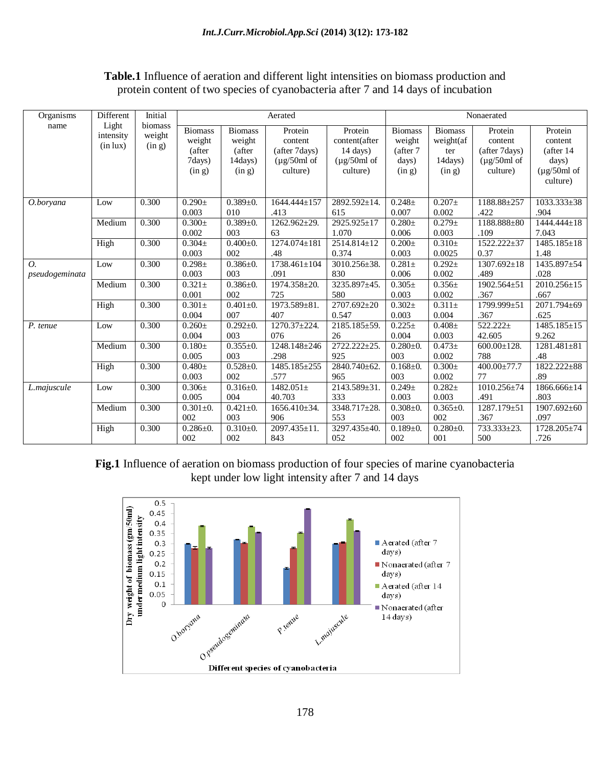**Table.1** Influence of aeration and different light intensities on biomass production and protein content of two species of cyanobacteria after 7 and 14 days of incubation

| Organisms name | Different Light intensity (in lux) | Initial biomass weight (in g) | Aerated | | | | Nonaerated | | | |
|---|---|---|---|---|---|---|---|---|---|---|
| | | | Biomass weight (after 7days) (in g) | Biomass weight (after 14days) (in g) | Protein content (after 7days) (µg/50ml of culture) | Protein content(after 14 days) (µg/50ml of culture) | Biomass weight (after 7 days) (in g) | Biomass weight(after 14days) (in g) | Protein content (after 7days) (µg/50ml of culture) | Protein content (after 14 days) (µg/50ml of culture) |
| *O.boryana* | Low | 0.300 | 0.290± 0.003 | 0.389±0.010 | 1644.444±157.413 | 2892.592±14.615 | 0.248± 0.007 | 0.207± 0.002 | 1188.88±257.422 | 1033.333±38.904 |
| | Medium | 0.300 | 0.300± 0.002 | 0.389±0.003 | 1262.962±29.63 | 2925.925±171.070 | 0.280± 0.006 | 0.279± 0.003 | 1188.888±80.109 | 1444.444±187.043 |
| | High | 0.300 | 0.304± 0.003 | 0.400±0.002 | 1274.074±181.48 | 2514.814±120.374 | 0.200± 0.003 | 0.310± 0.0025 | 1522.222±370.37 | 1485.185±181.48 |
| *O. pseudogeminata* | Low | 0.300 | 0.298± 0.003 | 0.386±0.003 | 1738.461±104.091 | 3010.256±38.830 | 0.281± 0.006 | 0.292± 0.002 | 1307.692±18.489 | 1435.897±54.028 |
| | Medium | 0.300 | 0.321± 0.001 | 0.386±0.002 | 1974.358±20.725 | 3235.897±45.580 | 0.305± 0.003 | 0.356± 0.002 | 1902.564±51.367 | 2010.256±15.667 |
| | High | 0.300 | 0.301± 0.004 | 0.401±0.007 | 1973.589±81.407 | 2707.692±200.547 | 0.302± 0.003 | 0.311± 0.004 | 1799.999±51.367 | 2071.794±69.625 |
| *P. tenue* | Low | 0.300 | 0.260± 0.004 | 0.292±0.003 | 1270.37±224.076 | 2185.185±59.26 | 0.225± 0.004 | 0.408± 0.003 | 522.222± 42.605 | 1485.185±159.262 |
| | Medium | 0.300 | 0.180± 0.005 | 0.355±0.003 | 1248.148±246.298 | 2722.222±25.925 | 0.280±0.003 | 0.473± 0.002 | 600.00±128.788 | 1281.481±81.48 |
| | High | 0.300 | 0.480± 0.003 | 0.528±0.002 | 1485.185±255.577 | 2840.740±62.965 | 0.168±0.003 | 0.300± 0.002 | 400.00±77.777 | 1822.222±88.89 |
| *L.majuscule* | Low | 0.300 | 0.306± 0.005 | 0.316±0.004 | 1482.051± 40.703 | 2143.589±31.333 | 0.249± 0.003 | 0.282± 0.003 | 1010.256±74.491 | 1866.666±14.803 |
| | Medium | 0.300 | 0.301±0.002 | 0.421±0.003 | 1656.410±34.906 | 3348.717±28.553 | 0.308±0.003 | 0.365±0.002 | 1287.179±51.367 | 1907.692±60.097 |
| | High | 0.300 | 0.286±0.002 | 0.310±0.002 | 2097.435±11.843 | 3297.435±40.052 | 0.189±0.002 | 0.280±0.001 | 733.333±23.500 | 1728.205±74.726 |

**Fig.1** Influence of aeration on biomass production of four species of marine cyanobacteria kept under low light intensity after 7 and 14 days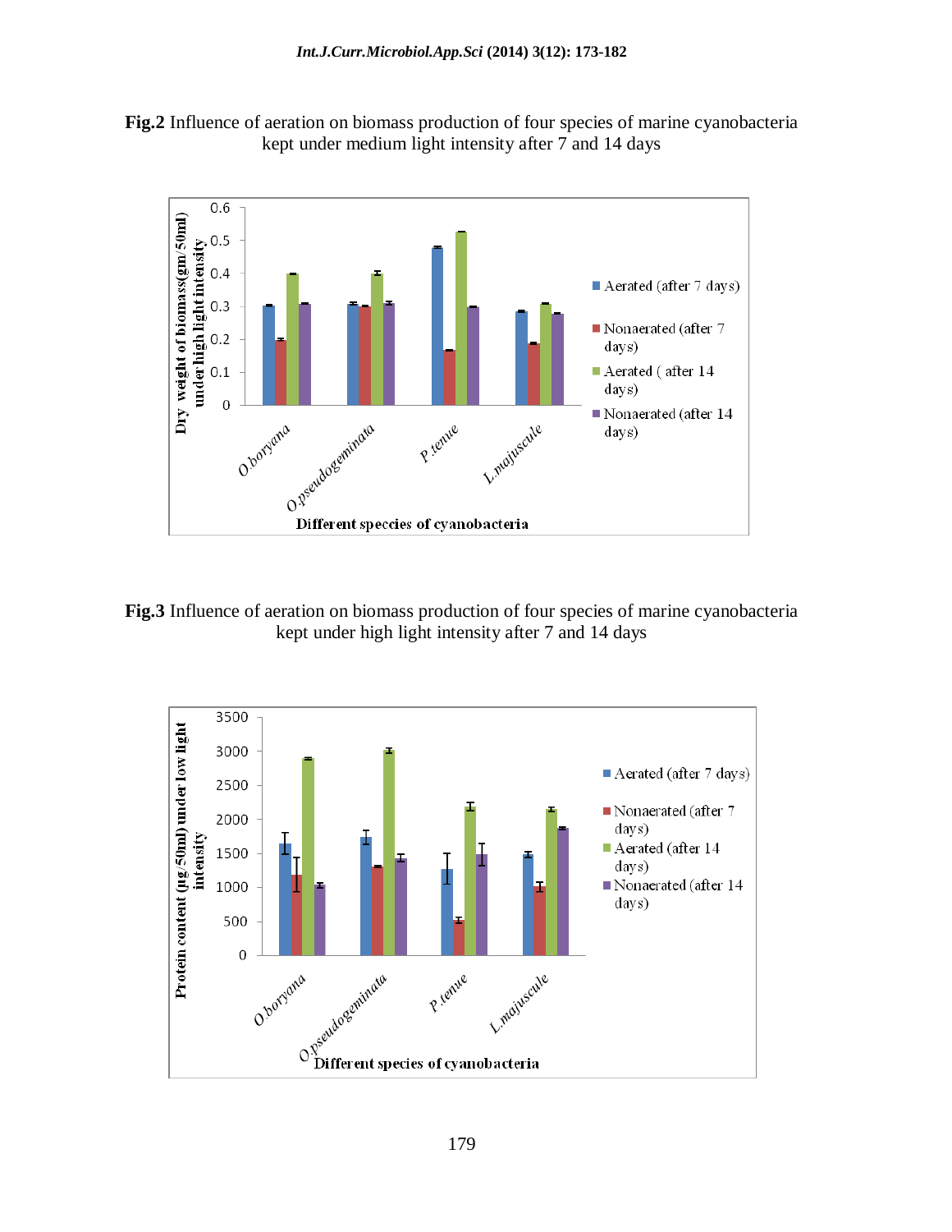**Fig.2** Influence of aeration on biomass production of four species of marine cyanobacteria kept under medium light intensity after 7 and 14 days

**Fig.3** Influence of aeration on biomass production of four species of marine cyanobacteria kept under high light intensity after 7 and 14 days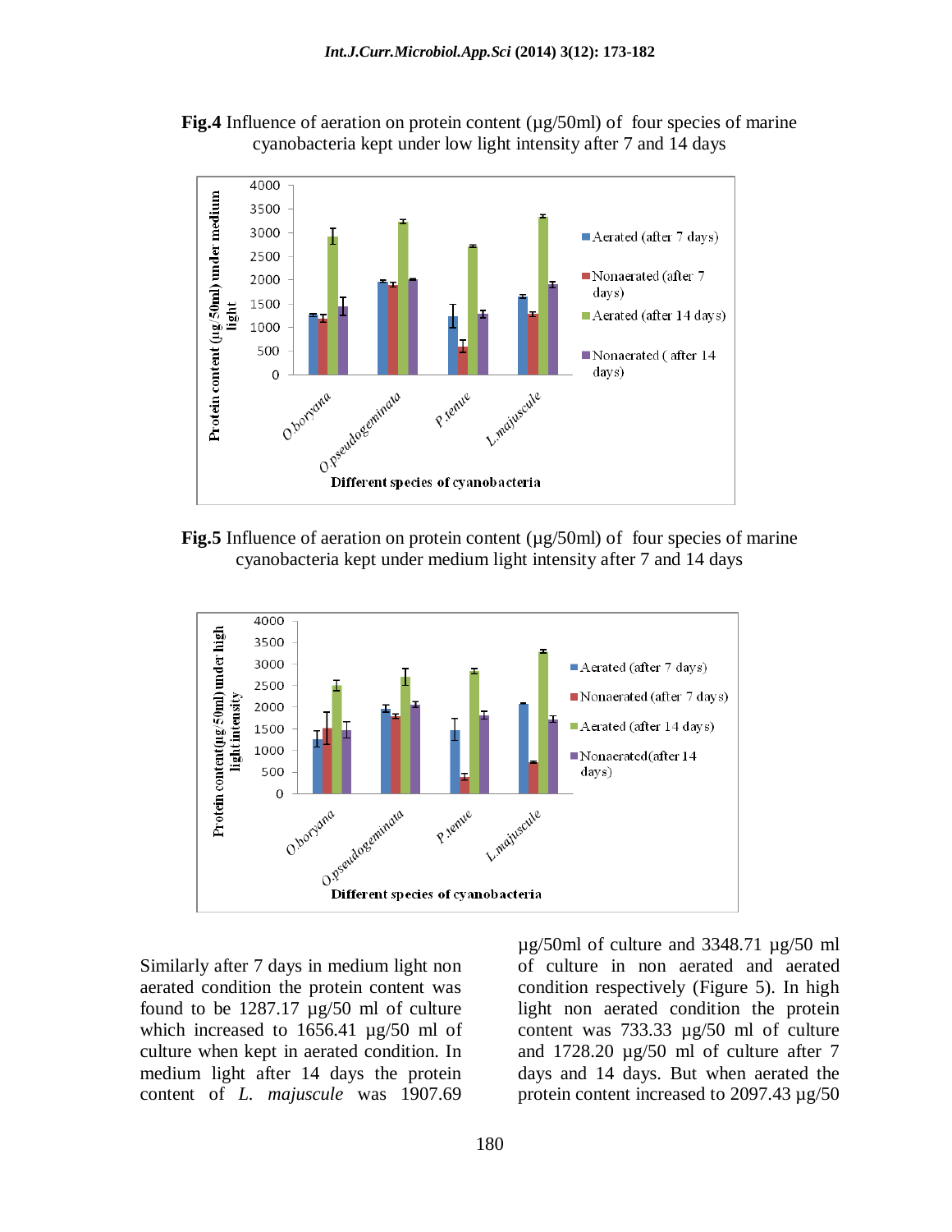**Fig.4** Influence of aeration on protein content (µg/50ml) of four species of marine cyanobacteria kept under low light intensity after 7 and 14 days

**Fig.5** Influence of aeration on protein content (µg/50ml) of four species of marine cyanobacteria kept under medium light intensity after 7 and 14 days

Similarly after 7 days in medium light non aerated condition the protein content was found to be 1287.17 µg/50 ml of culture which increased to 1656.41 µg/50 ml of culture when kept in aerated condition. In medium light after 14 days the protein content of *L. majuscule* was 1907.69 µg/50ml of culture and 3348.71 µg/50 ml of culture in non aerated and aerated condition respectively (Figure 5). In high light non aerated condition the protein content was 733.33 µg/50 ml of culture and 1728.20 µg/50 ml of culture after 7 days and 14 days. But when aerated the protein content increased to 2097.43 µg/50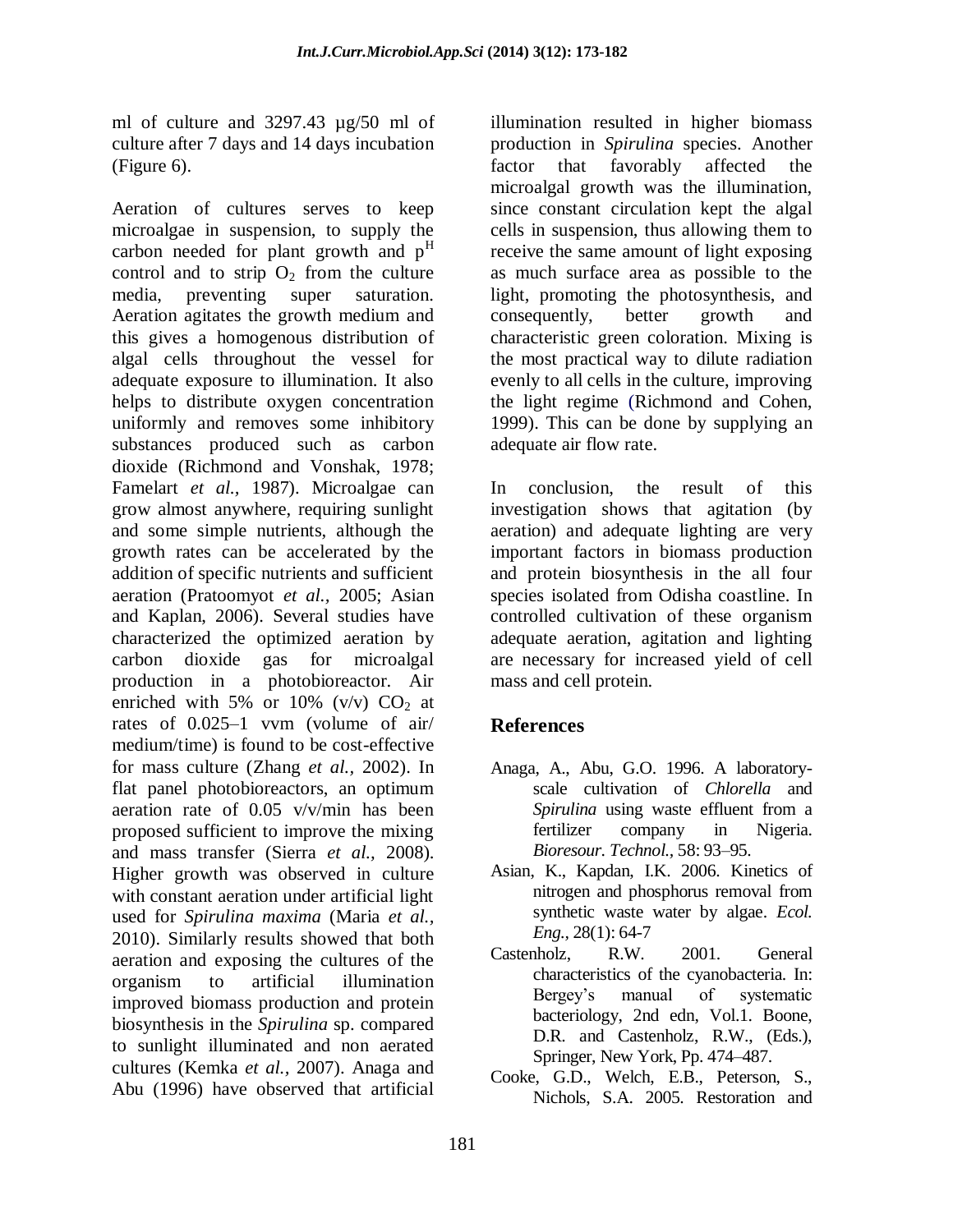ml of culture and 3297.43 µg/50 ml of culture after 7 days and 14 days incubation (Figure 6).

Aeration of cultures serves to keep microalgae in suspension, to supply the carbon needed for plant growth and $p^H$ control and to strip $O_2$ from the culture media, preventing super saturation. Aeration agitates the growth medium and this gives a homogenous distribution of algal cells throughout the vessel for adequate exposure to illumination. It also helps to distribute oxygen concentration uniformly and removes some inhibitory substances produced such as carbon dioxide (Richmond and Vonshak, 1978; Famelart *et al.,* 1987). Microalgae can grow almost anywhere, requiring sunlight and some simple nutrients, although the growth rates can be accelerated by the addition of specific nutrients and sufficient aeration (Pratoomyot *et al.,* 2005; Asian and Kaplan, 2006). Several studies have characterized the optimized aeration by carbon dioxide gas for microalgal production in a photobioreactor. Air enriched with 5% or 10% (v/v) $CO_2$ at rates of 0.025–1 vvm (volume of air/ medium/time) is found to be cost-effective for mass culture (Zhang *et al.,* 2002). In flat panel photobioreactors, an optimum aeration rate of 0.05 v/v/min has been proposed sufficient to improve the mixing and mass transfer (Sierra *et al.,* 2008). Higher growth was observed in culture with constant aeration under artificial light used for *Spirulina maxima* (Maria *et al.,* 2010). Similarly results showed that both aeration and exposing the cultures of the organism to artificial illumination improved biomass production and protein biosynthesis in the *Spirulina* sp. compared to sunlight illuminated and non aerated cultures (Kemka *et al.,* 2007). Anaga and Abu (1996) have observed that artificial illumination resulted in higher biomass production in *Spirulina* species. Another factor that favorably affected the microalgal growth was the illumination, since constant circulation kept the algal cells in suspension, thus allowing them to receive the same amount of light exposing as much surface area as possible to the light, promoting the photosynthesis, and consequently, better growth and characteristic green coloration. Mixing is the most practical way to dilute radiation evenly to all cells in the culture, improving the light regime (Richmond and Cohen, 1999). This can be done by supplying an adequate air flow rate.

In conclusion, the result of this investigation shows that agitation (by aeration) and adequate lighting are very important factors in biomass production and protein biosynthesis in the all four species isolated from Odisha coastline. In controlled cultivation of these organism adequate aeration, agitation and lighting are necessary for increased yield of cell mass and cell protein.

## References

Anaga, A., Abu, G.O. 1996. A laboratory-scale cultivation of *Chlorella* and *Spirulina* using waste effluent from a fertilizer company in Nigeria. *Bioresour. Technol.,* 58: 93–95.

Asian, K., Kapdan, I.K. 2006. Kinetics of nitrogen and phosphorus removal from synthetic waste water by algae. *Ecol. Eng.,* 28(1): 64-7

Castenholz, R.W. 2001. General characteristics of the cyanobacteria. In: Bergey's manual of systematic bacteriology, 2nd edn, Vol.1. Boone, D.R. and Castenholz, R.W., (Eds.), Springer, New York, Pp. 474–487.

Cooke, G.D., Welch, E.B., Peterson, S., Nichols, S.A. 2005. Restoration and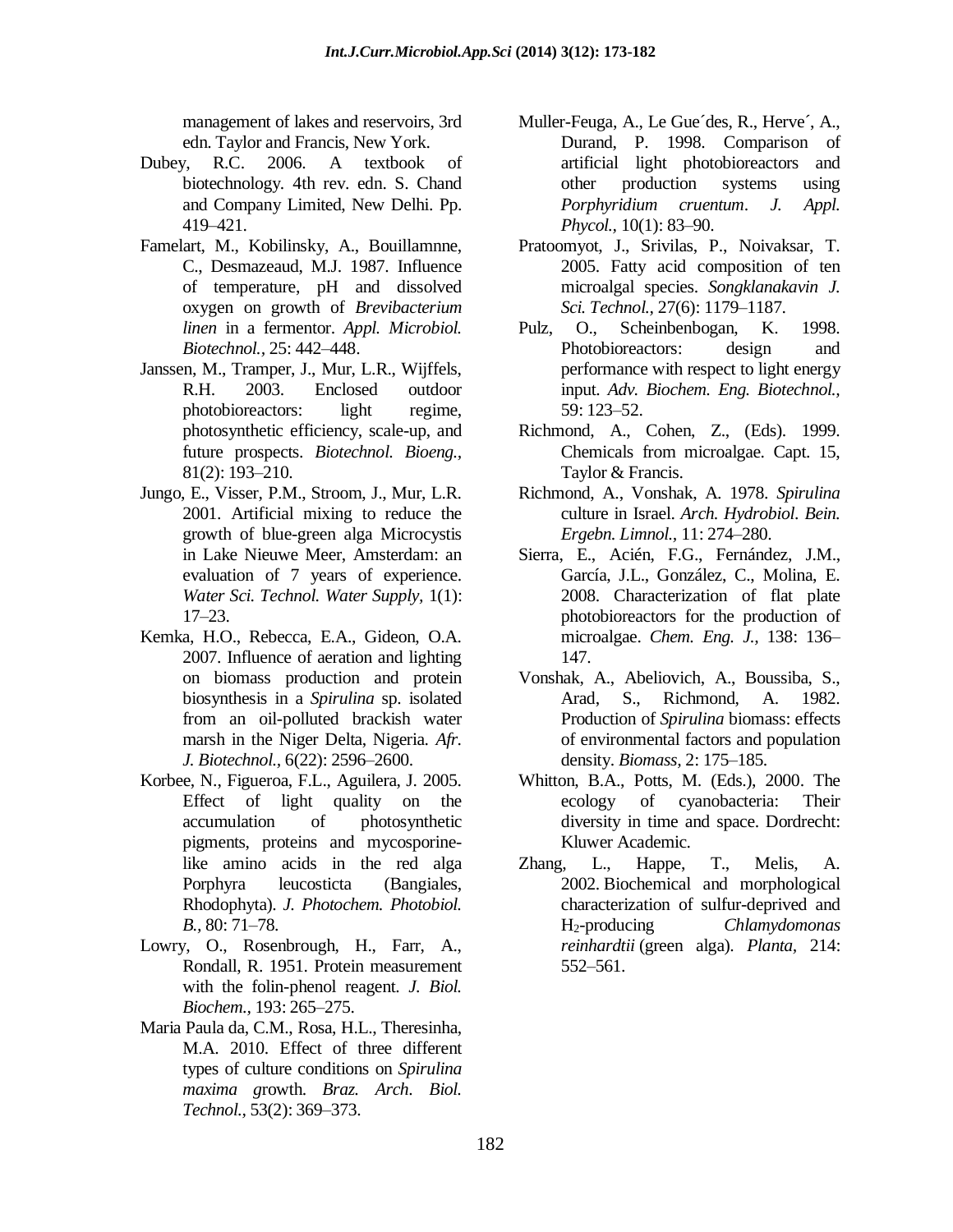management of lakes and reservoirs, 3rd edn. Taylor and Francis, New York.

Dubey, R.C. 2006. A textbook of biotechnology. 4th rev. edn. S. Chand and Company Limited, New Delhi. Pp. 419–421.

Famelart, M., Kobilinsky, A., Bouillamnne, C., Desmazeaud, M.J. 1987. Influence of temperature, pH and dissolved oxygen on growth of *Brevibacterium linen* in a fermentor. *Appl. Microbiol. Biotechnol.*, 25: 442–448.

Janssen, M., Tramper, J., Mur, L.R., Wijffels, R.H. 2003. Enclosed outdoor photobioreactors: light regime, photosynthetic efficiency, scale-up, and future prospects. *Biotechnol. Bioeng.,* 81(2): 193–210.

Jungo, E., Visser, P.M., Stroom, J., Mur, L.R. 2001. Artificial mixing to reduce the growth of blue-green alga Microcystis in Lake Nieuwe Meer, Amsterdam: an evaluation of 7 years of experience. *Water Sci. Technol. Water Supply,* 1(1): 17–23.

Kemka, H.O., Rebecca, E.A., Gideon, O.A. 2007. Influence of aeration and lighting on biomass production and protein biosynthesis in a *Spirulina* sp. isolated from an oil-polluted brackish water marsh in the Niger Delta, Nigeria. *Afr. J. Biotechnol.*, 6(22): 2596–2600.

Korbee, N., Figueroa, F.L., Aguilera, J. 2005. Effect of light quality on the accumulation of photosynthetic pigments, proteins and mycosporine-like amino acids in the red alga Porphyra leucosticta (Bangiales, Rhodophyta). *J. Photochem. Photobiol. B.,* 80: 71–78.

Lowry, O., Rosenbrough, H., Farr, A., Rondall, R. 1951. Protein measurement with the folin-phenol reagent. *J. Biol. Biochem.,* 193: 265–275.

Maria Paula da, C.M., Rosa, H.L., Theresinha, M.A. 2010. Effect of three different types of culture conditions on *Spirulina maxima g*rowth. *Braz. Arch. Biol. Technol.,* 53(2): 369–373.

Muller-Feuga, A., Le Gue´des, R., Herve´, A., Durand, P. 1998. Comparison of artificial light photobioreactors and other production systems using *Porphyridium cruentum*. *J. Appl. Phycol.,* 10(1): 83–90.

Pratoomyot, J., Srivilas, P., Noivaksar, T. 2005. Fatty acid composition of ten microalgal species. *Songklanakavin J. Sci. Technol.,* 27(6): 1179–1187.

Pulz, O., Scheinbenbogan, K. 1998. Photobioreactors: design and performance with respect to light energy input. *Adv. Biochem. Eng. Biotechnol.,* 59: 123–52.

Richmond, A., Cohen, Z., (Eds). 1999. Chemicals from microalgae. Capt. 15, Taylor & Francis.

Richmond, A., Vonshak, A. 1978. *Spirulina* culture in Israel. *Arch. Hydrobiol. Bein. Ergebn. Limnol.,* 11: 274–280.

Sierra, E., Acién, F.G., Fernández, J.M., García, J.L., González, C., Molina, E. 2008. Characterization of flat plate photobioreactors for the production of microalgae. *Chem. Eng. J.,* 138: 136–147.

Vonshak, A., Abeliovich, A., Boussiba, S., Arad, S., Richmond, A. 1982. Production of *Spirulina* biomass: effects of environmental factors and population density. *Biomass,* 2: 175–185.

Whitton, B.A., Potts, M. (Eds.), 2000. The ecology of cyanobacteria: Their diversity in time and space. Dordrecht: Kluwer Academic.

Zhang, L., Happe, T., Melis, A. 2002. Biochemical and morphological characterization of sulfur-deprived and $H_2$-producing *Chlamydomonas reinhardtii* (green alga). *Planta*, 214: 552–561.